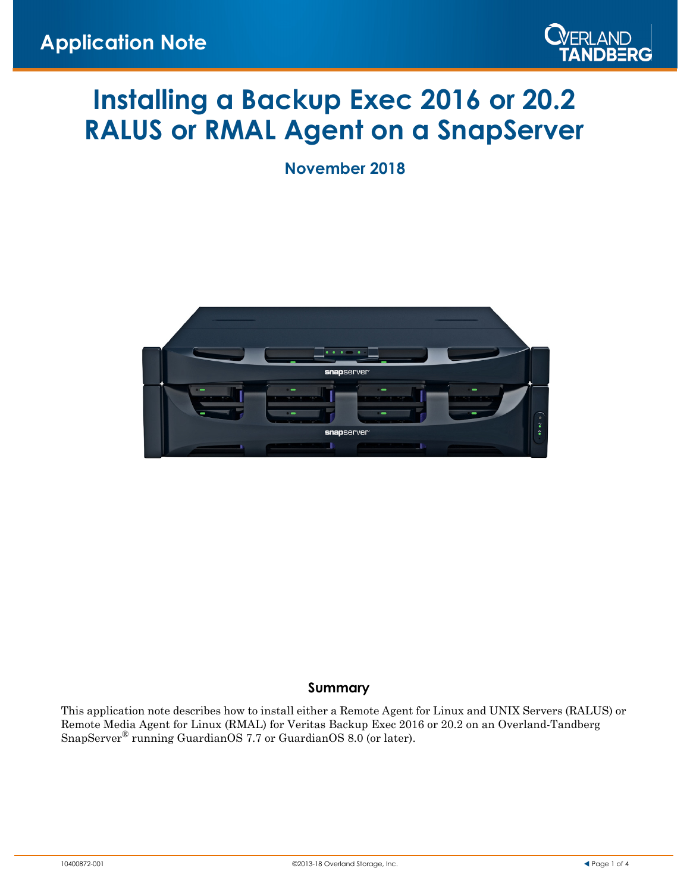Application Note

# Installing a Backup Exec 2016 or 20.2 RALUS or RMAL Agent on a SnapServer

**November 2018**

## Summary

This application note describes how to install either a Remote Agent for Linux and UNIX Servers (RALUS) or Remote Media Agent for Linux (RMAL) for Veritas Backup Exec 2016 or 20.2 on an Overland-Tandberg SnapServer® running GuardianOS 7.7 or GuardianOS 8.0 (or later).

10400872-001

©2013-18 Overland Storage, Inc.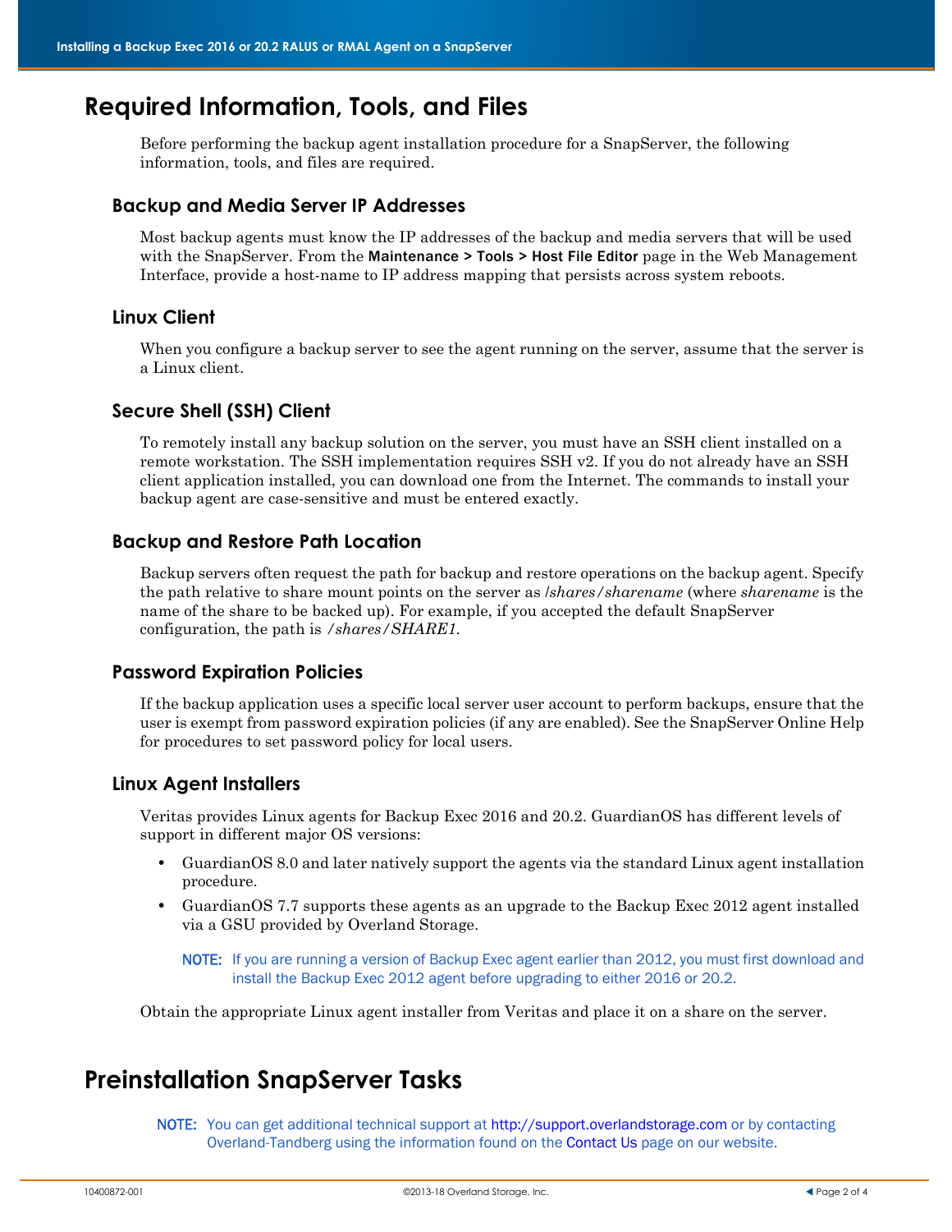# Required Information, Tools, and Files

Before performing the backup agent installation procedure for a SnapServer, the following information, tools, and files are required.

## Backup and Media Server IP Addresses

Most backup agents must know the IP addresses of the backup and media servers that will be used with the SnapServer. From the **Maintenance > Tools > Host File Editor** page in the Web Management Interface, provide a host-name to IP address mapping that persists across system reboots.

## Linux Client

When you configure a backup server to see the agent running on the server, assume that the server is a Linux client.

## Secure Shell (SSH) Client

To remotely install any backup solution on the server, you must have an SSH client installed on a remote workstation. The SSH implementation requires SSH v2. If you do not already have an SSH client application installed, you can download one from the Internet. The commands to install your backup agent are case-sensitive and must be entered exactly.

## Backup and Restore Path Location

Backup servers often request the path for backup and restore operations on the backup agent. Specify the path relative to share mount points on the server as */shares/sharename* (where *sharename* is the name of the share to be backed up). For example, if you accepted the default SnapServer configuration, the path is */shares/SHARE1*.

## Password Expiration Policies

If the backup application uses a specific local server user account to perform backups, ensure that the user is exempt from password expiration policies (if any are enabled). See the SnapServer Online Help for procedures to set password policy for local users.

## Linux Agent Installers

Veritas provides Linux agents for Backup Exec 2016 and 20.2. GuardianOS has different levels of support in different major OS versions:

- GuardianOS 8.0 and later natively support the agents via the standard Linux agent installation procedure.
- GuardianOS 7.7 supports these agents as an upgrade to the Backup Exec 2012 agent installed via a GSU provided by Overland Storage.

  **NOTE:** If you are running a version of Backup Exec agent earlier than 2012, you must first download and install the Backup Exec 2012 agent before upgrading to either 2016 or 20.2.

Obtain the appropriate Linux agent installer from Veritas and place it on a share on the server.

# Preinstallation SnapServer Tasks

**NOTE:** You can get additional technical support at http://support.overlandstorage.com or by contacting Overland-Tandberg using the information found on the Contact Us page on our website.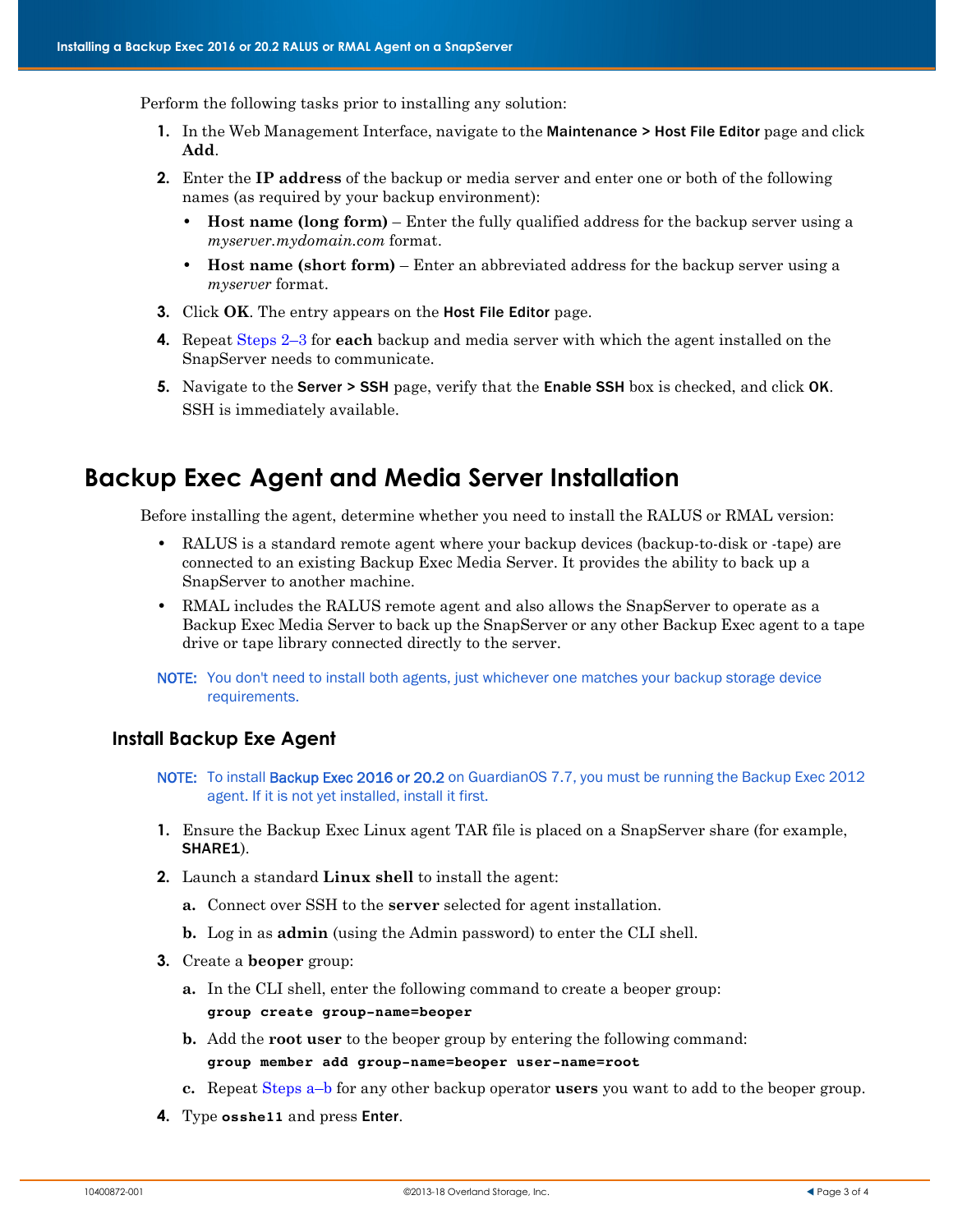Perform the following tasks prior to installing any solution:

1. In the Web Management Interface, navigate to the **Maintenance > Host File Editor** page and click **Add**.
2. Enter the **IP address** of the backup or media server and enter one or both of the following names (as required by your backup environment):
   - **Host name (long form)** – Enter the fully qualified address for the backup server using a *myserver.mydomain.com* format.
   - **Host name (short form)** – Enter an abbreviated address for the backup server using a *myserver* format.
3. Click **OK**. The entry appears on the **Host File Editor** page.
4. Repeat Steps 2–3 for **each** backup and media server with which the agent installed on the SnapServer needs to communicate.
5. Navigate to the **Server > SSH** page, verify that the **Enable SSH** box is checked, and click **OK**.

   SSH is immediately available.

# Backup Exec Agent and Media Server Installation

Before installing the agent, determine whether you need to install the RALUS or RMAL version:

- RALUS is a standard remote agent where your backup devices (backup-to-disk or -tape) are connected to an existing Backup Exec Media Server. It provides the ability to back up a SnapServer to another machine.
- RMAL includes the RALUS remote agent and also allows the SnapServer to operate as a Backup Exec Media Server to back up the SnapServer or any other Backup Exec agent to a tape drive or tape library connected directly to the server.

NOTE: You don't need to install both agents, just whichever one matches your backup storage device requirements.

## Install Backup Exe Agent

NOTE: To install Backup Exec 2016 or 20.2 on GuardianOS 7.7, you must be running the Backup Exec 2012 agent. If it is not yet installed, install it first.

1. Ensure the Backup Exec Linux agent TAR file is placed on a SnapServer share (for example, **SHARE1**).
2. Launch a standard **Linux shell** to install the agent:
   a. Connect over SSH to the **server** selected for agent installation.
   b. Log in as **admin** (using the Admin password) to enter the CLI shell.
3. Create a **beoper** group:
   a. In the CLI shell, enter the following command to create a beoper group:
   ```
   group create group-name=beoper
   ```
   b. Add the **root user** to the beoper group by entering the following command:
   ```
   group member add group-name=beoper user-name=root
   ```
   c. Repeat Steps a–b for any other backup operator **users** you want to add to the beoper group.
4. Type **osshell** and press **Enter**.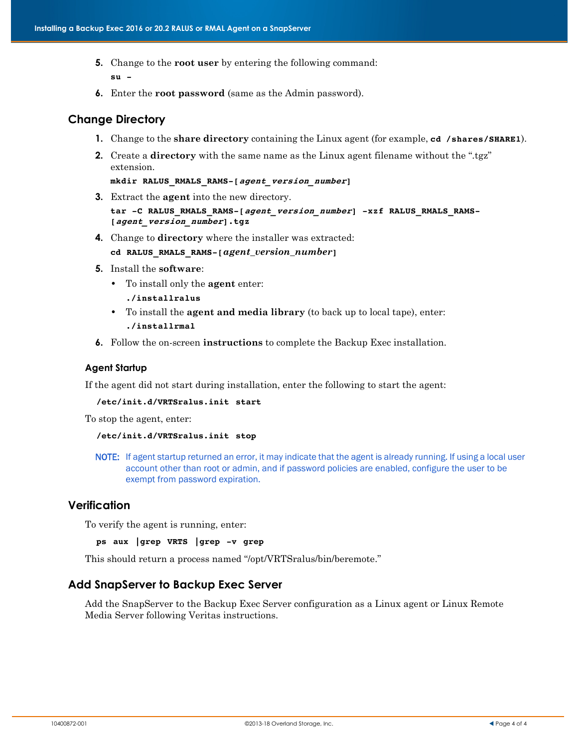5. Change to the **root user** by entering the following command:

   **su -**

6. Enter the **root password** (same as the Admin password).

## Change Directory

1. Change to the **share directory** containing the Linux agent (for example, **cd /shares/SHARE1**).
2. Create a **directory** with the same name as the Linux agent filename without the ".tgz" extension.

   **mkdir RALUS_RMALS_RAMS-[*agent_version_number*]**

3. Extract the **agent** into the new directory.

   **tar -C RALUS_RMALS_RAMS-[*agent_version_number*] -xzf RALUS_RMALS_RAMS-[*agent_version_number*].tgz**

4. Change to **directory** where the installer was extracted:

   **cd RALUS_RMALS_RAMS-[*agent_version_number*]**

5. Install the **software**:
   - To install only the **agent** enter:

     **./installralus**

   - To install the **agent and media library** (to back up to local tape), enter:

     **./installrmal**

6. Follow the on-screen **instructions** to complete the Backup Exec installation.

### Agent Startup

If the agent did not start during installation, enter the following to start the agent:

```
/etc/init.d/VRTSralus.init start
```

To stop the agent, enter:

```
/etc/init.d/VRTSralus.init stop
```

NOTE: If agent startup returned an error, it may indicate that the agent is already running. If using a local user account other than root or admin, and if password policies are enabled, configure the user to be exempt from password expiration.

## Verification

To verify the agent is running, enter:

```
ps aux |grep VRTS |grep -v grep
```

This should return a process named "/opt/VRTSralus/bin/beremote."

## Add SnapServer to Backup Exec Server

Add the SnapServer to the Backup Exec Server configuration as a Linux agent or Linux Remote Media Server following Veritas instructions.